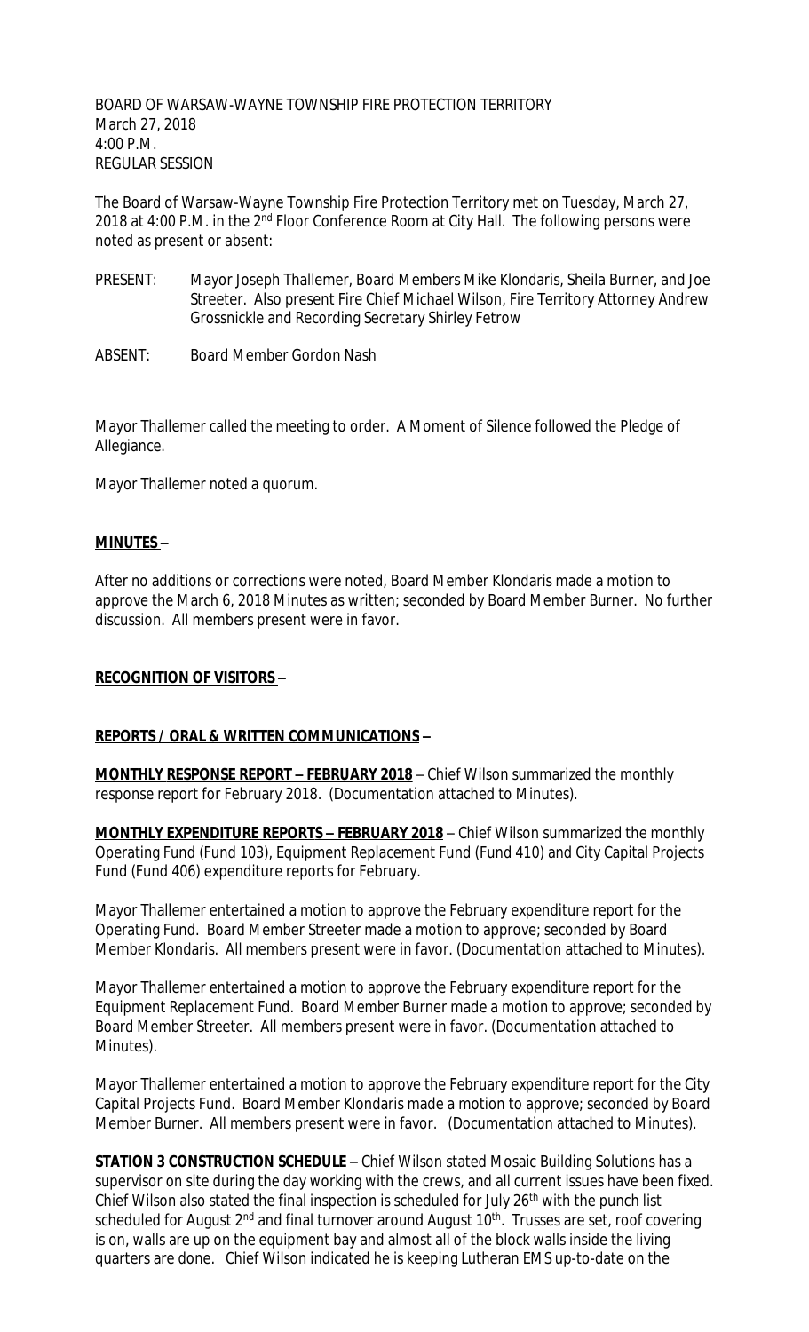BOARD OF WARSAW-WAYNE TOWNSHIP FIRE PROTECTION TERRITORY
March 27, 2018
4:00 P.M.
REGULAR SESSION

The Board of Warsaw-Wayne Township Fire Protection Territory met on Tuesday, March 27, 2018 at 4:00 P.M. in the 2nd Floor Conference Room at City Hall. The following persons were noted as present or absent:

PRESENT: Mayor Joseph Thallemer, Board Members Mike Klondaris, Sheila Burner, and Joe Streeter. Also present Fire Chief Michael Wilson, Fire Territory Attorney Andrew Grossnickle and Recording Secretary Shirley Fetrow

ABSENT: Board Member Gordon Nash

Mayor Thallemer called the meeting to order. A Moment of Silence followed the Pledge of Allegiance.

Mayor Thallemer noted a quorum.

**MINUTES –**

After no additions or corrections were noted, Board Member Klondaris made a motion to approve the March 6, 2018 Minutes as written; seconded by Board Member Burner. No further discussion. All members present were in favor.

**RECOGNITION OF VISITORS –**

**REPORTS / ORAL & WRITTEN COMMUNICATIONS –**

**MONTHLY RESPONSE REPORT – FEBRUARY 2018** – Chief Wilson summarized the monthly response report for February 2018. (Documentation attached to Minutes).

**MONTHLY EXPENDITURE REPORTS – FEBRUARY 2018** – Chief Wilson summarized the monthly Operating Fund (Fund 103), Equipment Replacement Fund (Fund 410) and City Capital Projects Fund (Fund 406) expenditure reports for February.

Mayor Thallemer entertained a motion to approve the February expenditure report for the Operating Fund. Board Member Streeter made a motion to approve; seconded by Board Member Klondaris. All members present were in favor. (Documentation attached to Minutes).

Mayor Thallemer entertained a motion to approve the February expenditure report for the Equipment Replacement Fund. Board Member Burner made a motion to approve; seconded by Board Member Streeter. All members present were in favor. (Documentation attached to Minutes).

Mayor Thallemer entertained a motion to approve the February expenditure report for the City Capital Projects Fund. Board Member Klondaris made a motion to approve; seconded by Board Member Burner. All members present were in favor. (Documentation attached to Minutes).

**STATION 3 CONSTRUCTION SCHEDULE** – Chief Wilson stated Mosaic Building Solutions has a supervisor on site during the day working with the crews, and all current issues have been fixed. Chief Wilson also stated the final inspection is scheduled for July 26th with the punch list scheduled for August 2nd and final turnover around August 10th. Trusses are set, roof covering is on, walls are up on the equipment bay and almost all of the block walls inside the living quarters are done. Chief Wilson indicated he is keeping Lutheran EMS up-to-date on the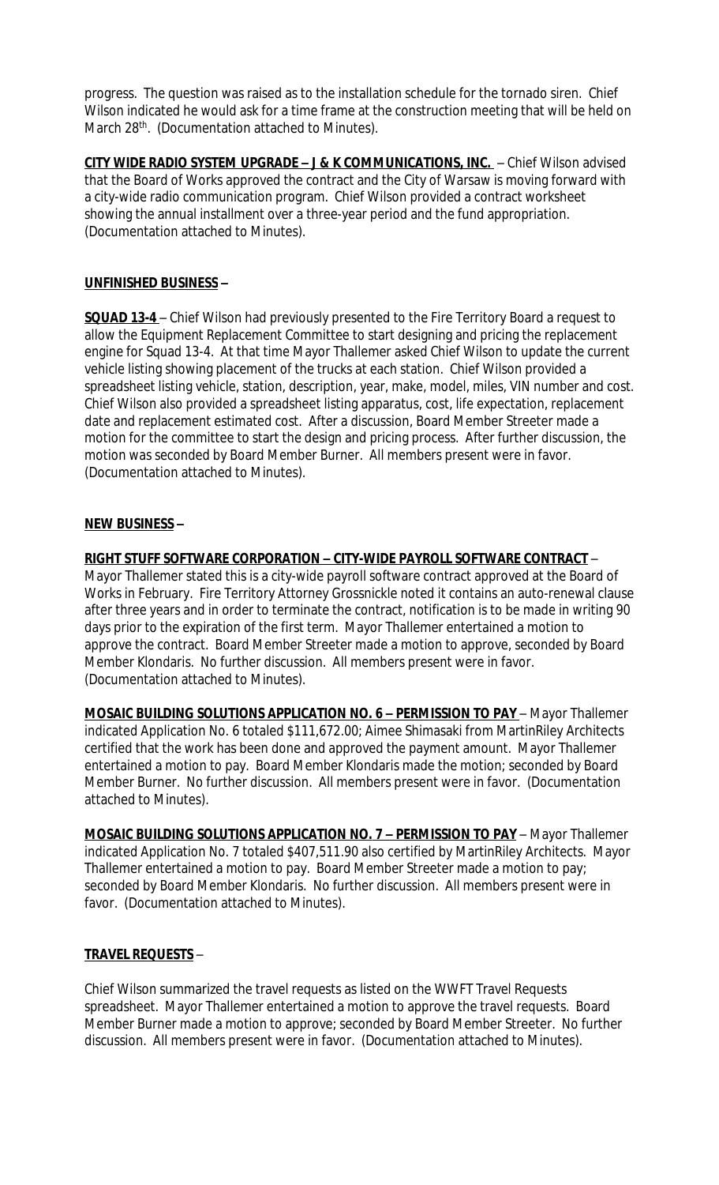progress. The question was raised as to the installation schedule for the tornado siren. Chief Wilson indicated he would ask for a time frame at the construction meeting that will be held on March 28th. (Documentation attached to Minutes).

**CITY WIDE RADIO SYSTEM UPGRADE – J & K COMMUNICATIONS, INC.** – Chief Wilson advised that the Board of Works approved the contract and the City of Warsaw is moving forward with a city-wide radio communication program. Chief Wilson provided a contract worksheet showing the annual installment over a three-year period and the fund appropriation. (Documentation attached to Minutes).

**UNFINISHED BUSINESS –**

**SQUAD 13-4** – Chief Wilson had previously presented to the Fire Territory Board a request to allow the Equipment Replacement Committee to start designing and pricing the replacement engine for Squad 13-4. At that time Mayor Thallemer asked Chief Wilson to update the current vehicle listing showing placement of the trucks at each station. Chief Wilson provided a spreadsheet listing vehicle, station, description, year, make, model, miles, VIN number and cost. Chief Wilson also provided a spreadsheet listing apparatus, cost, life expectation, replacement date and replacement estimated cost. After a discussion, Board Member Streeter made a motion for the committee to start the design and pricing process. After further discussion, the motion was seconded by Board Member Burner. All members present were in favor. (Documentation attached to Minutes).

**NEW BUSINESS –**

**RIGHT STUFF SOFTWARE CORPORATION – CITY-WIDE PAYROLL SOFTWARE CONTRACT** – Mayor Thallemer stated this is a city-wide payroll software contract approved at the Board of Works in February. Fire Territory Attorney Grossnickle noted it contains an auto-renewal clause after three years and in order to terminate the contract, notification is to be made in writing 90 days prior to the expiration of the first term. Mayor Thallemer entertained a motion to approve the contract. Board Member Streeter made a motion to approve, seconded by Board Member Klondaris. No further discussion. All members present were in favor. (Documentation attached to Minutes).

**MOSAIC BUILDING SOLUTIONS APPLICATION NO. 6 – PERMISSION TO PAY** – Mayor Thallemer indicated Application No. 6 totaled $111,672.00; Aimee Shimasaki from MartinRiley Architects certified that the work has been done and approved the payment amount. Mayor Thallemer entertained a motion to pay. Board Member Klondaris made the motion; seconded by Board Member Burner. No further discussion. All members present were in favor. (Documentation attached to Minutes).

**MOSAIC BUILDING SOLUTIONS APPLICATION NO. 7 – PERMISSION TO PAY** – Mayor Thallemer indicated Application No. 7 totaled $407,511.90 also certified by MartinRiley Architects. Mayor Thallemer entertained a motion to pay. Board Member Streeter made a motion to pay; seconded by Board Member Klondaris. No further discussion. All members present were in favor. (Documentation attached to Minutes).

**TRAVEL REQUESTS** –

Chief Wilson summarized the travel requests as listed on the WWFT Travel Requests spreadsheet. Mayor Thallemer entertained a motion to approve the travel requests. Board Member Burner made a motion to approve; seconded by Board Member Streeter. No further discussion. All members present were in favor. (Documentation attached to Minutes).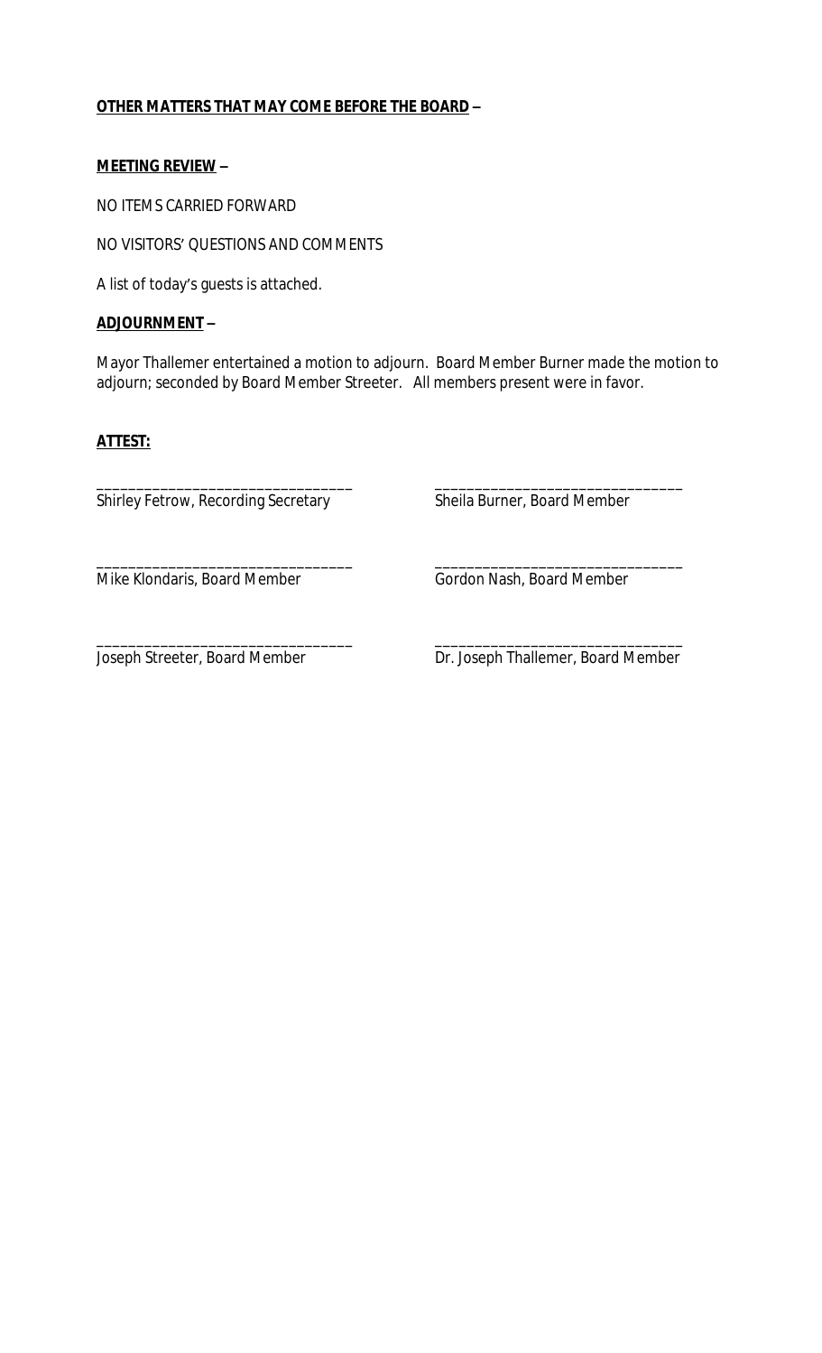**OTHER MATTERS THAT MAY COME BEFORE THE BOARD –**

**MEETING REVIEW –**

NO ITEMS CARRIED FORWARD

NO VISITORS' QUESTIONS AND COMMENTS

A list of today's guests is attached.

**ADJOURNMENT –**

Mayor Thallemer entertained a motion to adjourn. Board Member Burner made the motion to adjourn; seconded by Board Member Streeter. All members present were in favor.

**ATTEST:**

_______________________________
Shirley Fetrow, Recording Secretary

_______________________________
Sheila Burner, Board Member

_______________________________
Mike Klondaris, Board Member

_______________________________
Gordon Nash, Board Member

_______________________________
Joseph Streeter, Board Member

_______________________________
Dr. Joseph Thallemer, Board Member